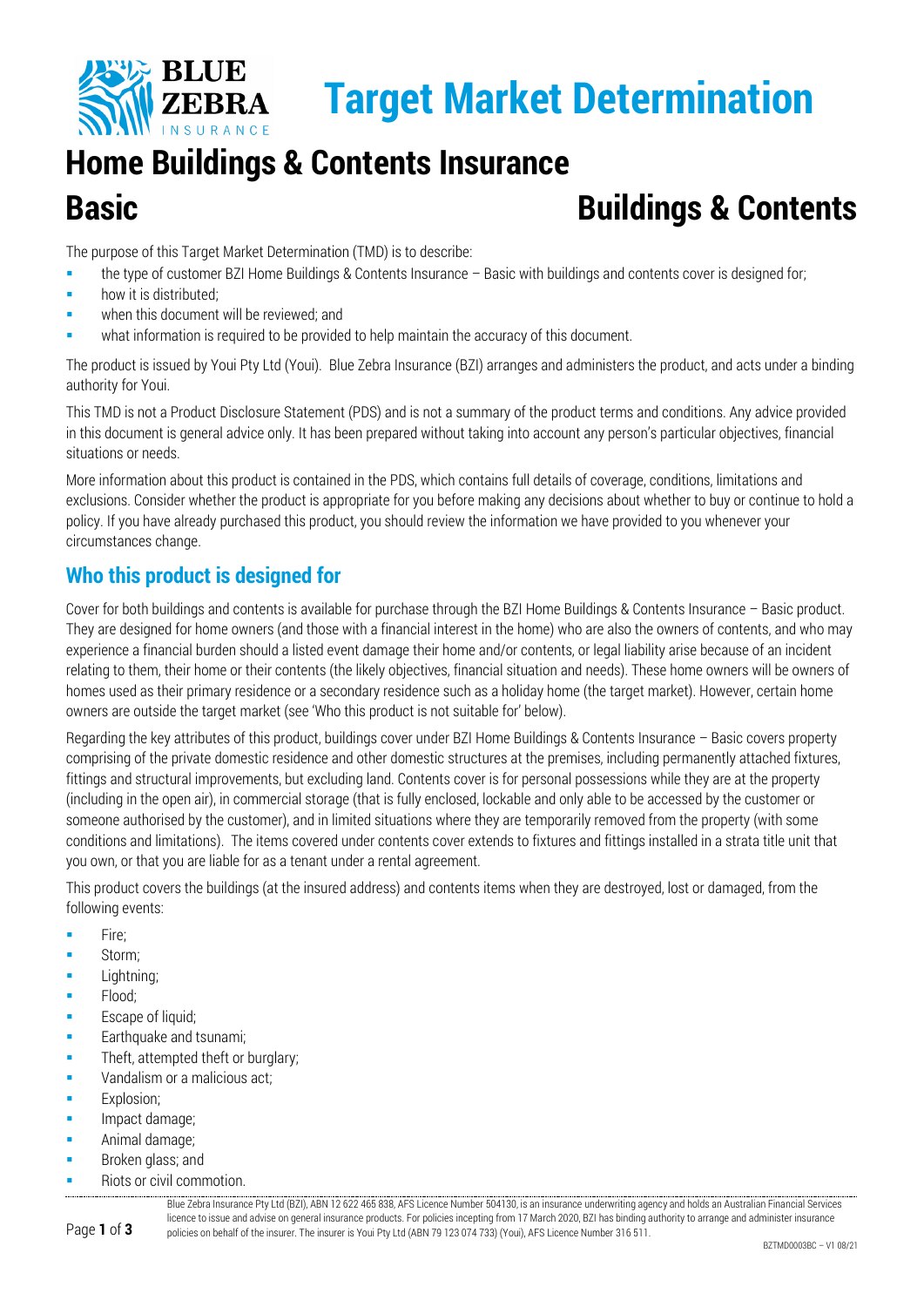# Target Market Determination

# Home Buildings & Contents Insurance

## Basic — Buildings & Contents

The purpose of this Target Market Determination (TMD) is to describe:

- the type of customer BZI Home Buildings & Contents Insurance – Basic with buildings and contents cover is designed for;
- how it is distributed;
- when this document will be reviewed; and
- what information is required to be provided to help maintain the accuracy of this document.

The product is issued by Youi Pty Ltd (Youi). Blue Zebra Insurance (BZI) arranges and administers the product, and acts under a binding authority for Youi.

This TMD is not a Product Disclosure Statement (PDS) and is not a summary of the product terms and conditions. Any advice provided in this document is general advice only. It has been prepared without taking into account any person's particular objectives, financial situations or needs.

More information about this product is contained in the PDS, which contains full details of coverage, conditions, limitations and exclusions. Consider whether the product is appropriate for you before making any decisions about whether to buy or continue to hold a policy. If you have already purchased this product, you should review the information we have provided to you whenever your circumstances change.

## Who this product is designed for

Cover for both buildings and contents is available for purchase through the BZI Home Buildings & Contents Insurance – Basic product. They are designed for home owners (and those with a financial interest in the home) who are also the owners of contents, and who may experience a financial burden should a listed event damage their home and/or contents, or legal liability arise because of an incident relating to them, their home or their contents (the likely objectives, financial situation and needs). These home owners will be owners of homes used as their primary residence or a secondary residence such as a holiday home (the target market). However, certain home owners are outside the target market (see 'Who this product is not suitable for' below).

Regarding the key attributes of this product, buildings cover under BZI Home Buildings & Contents Insurance – Basic covers property comprising of the private domestic residence and other domestic structures at the premises, including permanently attached fixtures, fittings and structural improvements, but excluding land. Contents cover is for personal possessions while they are at the property (including in the open air), in commercial storage (that is fully enclosed, lockable and only able to be accessed by the customer or someone authorised by the customer), and in limited situations where they are temporarily removed from the property (with some conditions and limitations). The items covered under contents cover extends to fixtures and fittings installed in a strata title unit that you own, or that you are liable for as a tenant under a rental agreement.

This product covers the buildings (at the insured address) and contents items when they are destroyed, lost or damaged, from the following events:

- Fire;
- Storm;
- Lightning;
- Flood;
- Escape of liquid;
- Earthquake and tsunami;
- Theft, attempted theft or burglary;
- Vandalism or a malicious act;
- Explosion;
- Impact damage;
- Animal damage;
- Broken glass; and
- Riots or civil commotion.

Blue Zebra Insurance Pty Ltd (BZI), ABN 12 622 465 838, AFS Licence Number 504130, is an insurance underwriting agency and holds an Australian Financial Services licence to issue and advise on general insurance products. For policies incepting from 17 March 2020, BZI has binding authority to arrange and administer insurance policies on behalf of the insurer. The insurer is Youi Pty Ltd (ABN 79 123 074 733) (Youi), AFS Licence Number 316 511.

BZTMD0003BC – V1 08/21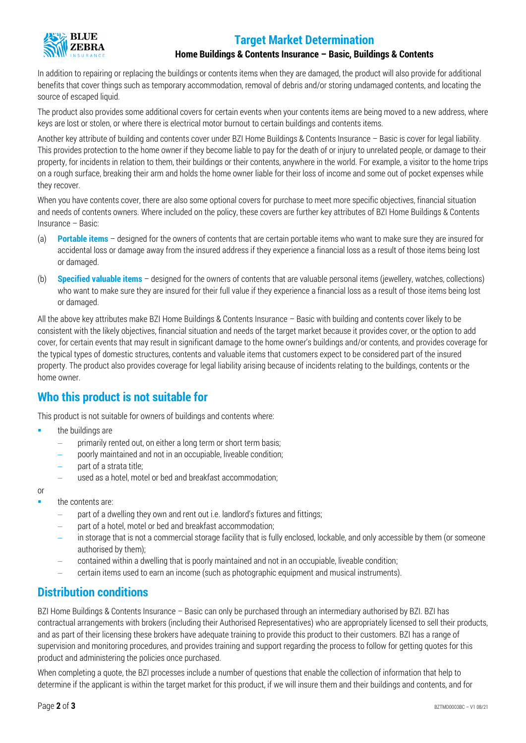In addition to repairing or replacing the buildings or contents items when they are damaged, the product will also provide for additional benefits that cover things such as temporary accommodation, removal of debris and/or storing undamaged contents, and locating the source of escaped liquid.

The product also provides some additional covers for certain events when your contents items are being moved to a new address, where keys are lost or stolen, or where there is electrical motor burnout to certain buildings and contents items.

Another key attribute of building and contents cover under BZI Home Buildings & Contents Insurance – Basic is cover for legal liability. This provides protection to the home owner if they become liable to pay for the death of or injury to unrelated people, or damage to their property, for incidents in relation to them, their buildings or their contents, anywhere in the world. For example, a visitor to the home trips on a rough surface, breaking their arm and holds the home owner liable for their loss of income and some out of pocket expenses while they recover.

When you have contents cover, there are also some optional covers for purchase to meet more specific objectives, financial situation and needs of contents owners. Where included on the policy, these covers are further key attributes of BZI Home Buildings & Contents Insurance – Basic:

(a) **Portable items** – designed for the owners of contents that are certain portable items who want to make sure they are insured for accidental loss or damage away from the insured address if they experience a financial loss as a result of those items being lost or damaged.

(b) **Specified valuable items** – designed for the owners of contents that are valuable personal items (jewellery, watches, collections) who want to make sure they are insured for their full value if they experience a financial loss as a result of those items being lost or damaged.

All the above key attributes make BZI Home Buildings & Contents Insurance – Basic with building and contents cover likely to be consistent with the likely objectives, financial situation and needs of the target market because it provides cover, or the option to add cover, for certain events that may result in significant damage to the home owner's buildings and/or contents, and provides coverage for the typical types of domestic structures, contents and valuable items that customers expect to be considered part of the insured property. The product also provides coverage for legal liability arising because of incidents relating to the buildings, contents or the home owner.

## Who this product is not suitable for

This product is not suitable for owners of buildings and contents where:

- the buildings are
  - primarily rented out, on either a long term or short term basis;
  - poorly maintained and not in an occupiable, liveable condition;
  - part of a strata title;
  - used as a hotel, motel or bed and breakfast accommodation;

or

- the contents are:
  - part of a dwelling they own and rent out i.e. landlord's fixtures and fittings;
  - part of a hotel, motel or bed and breakfast accommodation;
  - in storage that is not a commercial storage facility that is fully enclosed, lockable, and only accessible by them (or someone authorised by them);
  - contained within a dwelling that is poorly maintained and not in an occupiable, liveable condition;
  - certain items used to earn an income (such as photographic equipment and musical instruments).

## Distribution conditions

BZI Home Buildings & Contents Insurance – Basic can only be purchased through an intermediary authorised by BZI. BZI has contractual arrangements with brokers (including their Authorised Representatives) who are appropriately licensed to sell their products, and as part of their licensing these brokers have adequate training to provide this product to their customers. BZI has a range of supervision and monitoring procedures, and provides training and support regarding the process to follow for getting quotes for this product and administering the policies once purchased.

When completing a quote, the BZI processes include a number of questions that enable the collection of information that help to determine if the applicant is within the target market for this product, if we will insure them and their buildings and contents, and for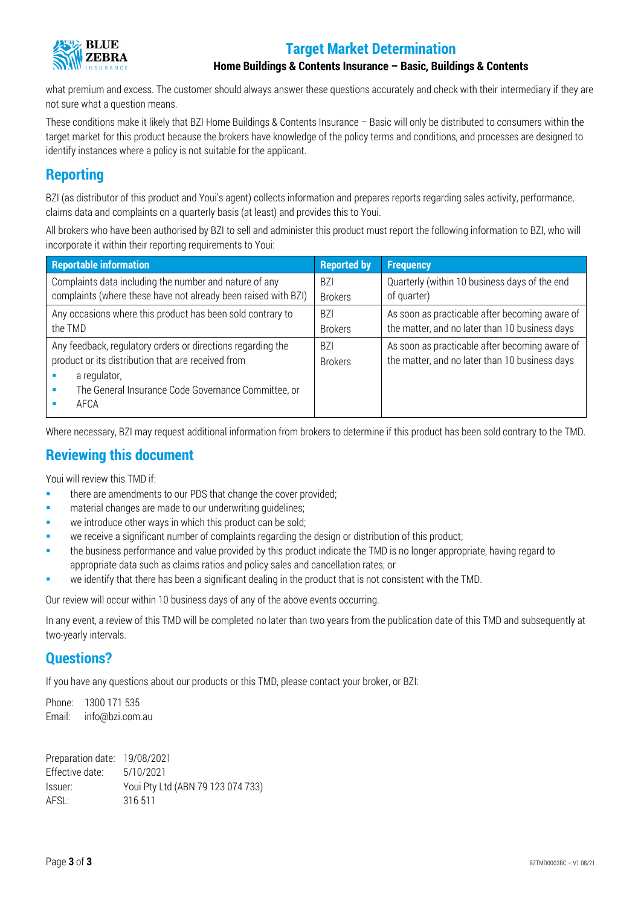what premium and excess. The customer should always answer these questions accurately and check with their intermediary if they are not sure what a question means.

These conditions make it likely that BZI Home Buildings & Contents Insurance – Basic will only be distributed to consumers within the target market for this product because the brokers have knowledge of the policy terms and conditions, and processes are designed to identify instances where a policy is not suitable for the applicant.

## Reporting

BZI (as distributor of this product and Youi's agent) collects information and prepares reports regarding sales activity, performance, claims data and complaints on a quarterly basis (at least) and provides this to Youi.

All brokers who have been authorised by BZI to sell and administer this product must report the following information to BZI, who will incorporate it within their reporting requirements to Youi:

| Reportable information | Reported by | Frequency |
|---|---|---|
| Complaints data including the number and nature of any complaints (where these have not already been raised with BZI) | BZI Brokers | Quarterly (within 10 business days of the end of quarter) |
| Any occasions where this product has been sold contrary to the TMD | BZI Brokers | As soon as practicable after becoming aware of the matter, and no later than 10 business days |
| Any feedback, regulatory orders or directions regarding the product or its distribution that are received from<br>- a regulator,<br>- The General Insurance Code Governance Committee, or<br>- AFCA | BZI Brokers | As soon as practicable after becoming aware of the matter, and no later than 10 business days |

Where necessary, BZI may request additional information from brokers to determine if this product has been sold contrary to the TMD.

## Reviewing this document

Youi will review this TMD if:

- there are amendments to our PDS that change the cover provided;
- material changes are made to our underwriting guidelines;
- we introduce other ways in which this product can be sold;
- we receive a significant number of complaints regarding the design or distribution of this product;
- the business performance and value provided by this product indicate the TMD is no longer appropriate, having regard to appropriate data such as claims ratios and policy sales and cancellation rates; or
- we identify that there has been a significant dealing in the product that is not consistent with the TMD.

Our review will occur within 10 business days of any of the above events occurring.

In any event, a review of this TMD will be completed no later than two years from the publication date of this TMD and subsequently at two-yearly intervals.

## Questions?

If you have any questions about our products or this TMD, please contact your broker, or BZI:

Phone: 1300 171 535
Email: info@bzi.com.au

Preparation date: 19/08/2021
Effective date: 5/10/2021
Issuer: Youi Pty Ltd (ABN 79 123 074 733)
AFSL: 316 511

BZTMD0003BC – V1 08/21